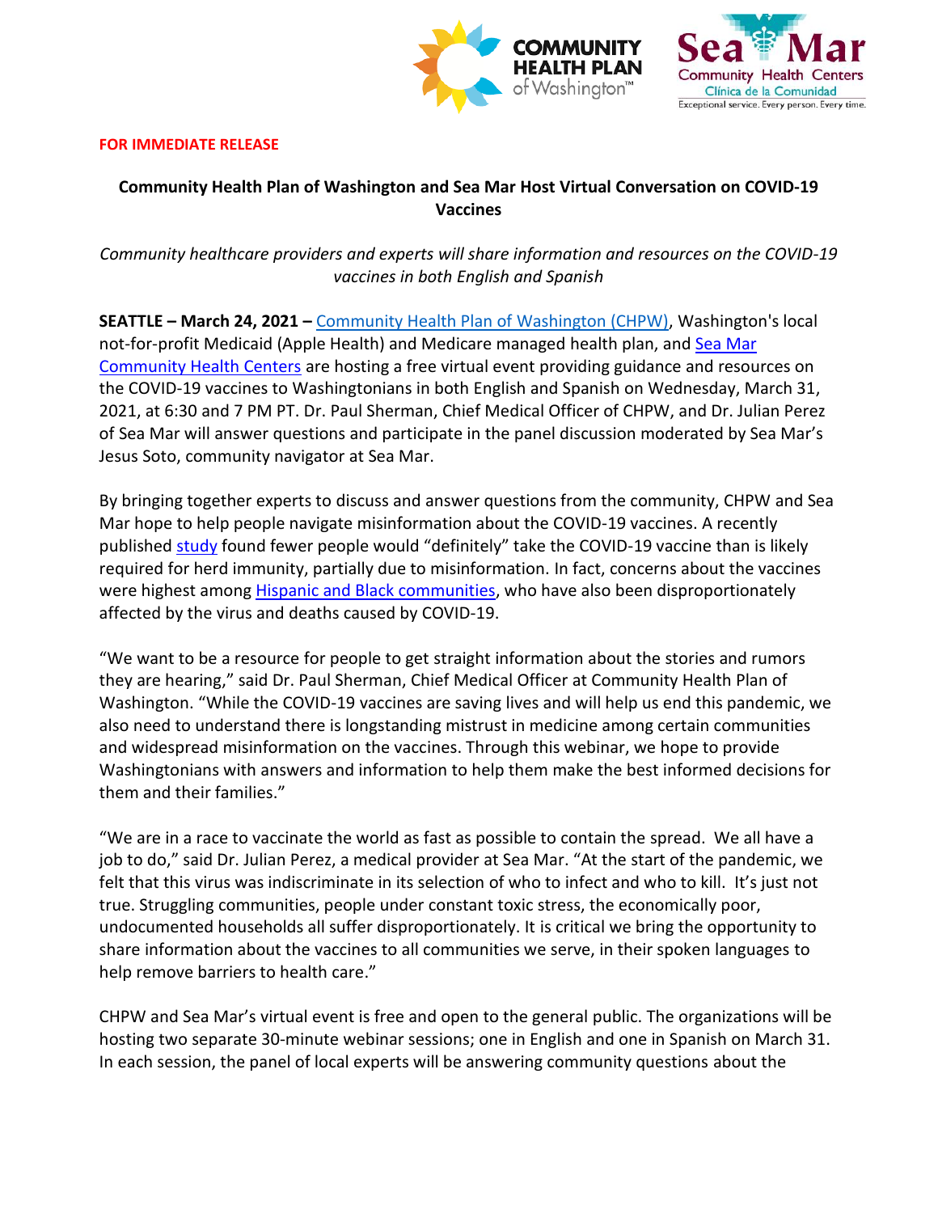**FOR IMMEDIATE RELEASE**

# Community Health Plan of Washington and Sea Mar Host Virtual Conversation on COVID-19 Vaccines

*Community healthcare providers and experts will share information and resources on the COVID-19 vaccines in both English and Spanish*

**SEATTLE – March 24, 2021 –** Community Health Plan of Washington (CHPW), Washington's local not-for-profit Medicaid (Apple Health) and Medicare managed health plan, and Sea Mar Community Health Centers are hosting a free virtual event providing guidance and resources on the COVID-19 vaccines to Washingtonians in both English and Spanish on Wednesday, March 31, 2021, at 6:30 and 7 PM PT. Dr. Paul Sherman, Chief Medical Officer of CHPW, and Dr. Julian Perez of Sea Mar will answer questions and participate in the panel discussion moderated by Sea Mar's Jesus Soto, community navigator at Sea Mar.

By bringing together experts to discuss and answer questions from the community, CHPW and Sea Mar hope to help people navigate misinformation about the COVID-19 vaccines. A recently published study found fewer people would "definitely" take the COVID-19 vaccine than is likely required for herd immunity, partially due to misinformation. In fact, concerns about the vaccines were highest among Hispanic and Black communities, who have also been disproportionately affected by the virus and deaths caused by COVID-19.

"We want to be a resource for people to get straight information about the stories and rumors they are hearing," said Dr. Paul Sherman, Chief Medical Officer at Community Health Plan of Washington. "While the COVID-19 vaccines are saving lives and will help us end this pandemic, we also need to understand there is longstanding mistrust in medicine among certain communities and widespread misinformation on the vaccines. Through this webinar, we hope to provide Washingtonians with answers and information to help them make the best informed decisions for them and their families."

"We are in a race to vaccinate the world as fast as possible to contain the spread. We all have a job to do," said Dr. Julian Perez, a medical provider at Sea Mar. "At the start of the pandemic, we felt that this virus was indiscriminate in its selection of who to infect and who to kill. It's just not true. Struggling communities, people under constant toxic stress, the economically poor, undocumented households all suffer disproportionately. It is critical we bring the opportunity to share information about the vaccines to all communities we serve, in their spoken languages to help remove barriers to health care."

CHPW and Sea Mar's virtual event is free and open to the general public. The organizations will be hosting two separate 30-minute webinar sessions; one in English and one in Spanish on March 31. In each session, the panel of local experts will be answering community questions about the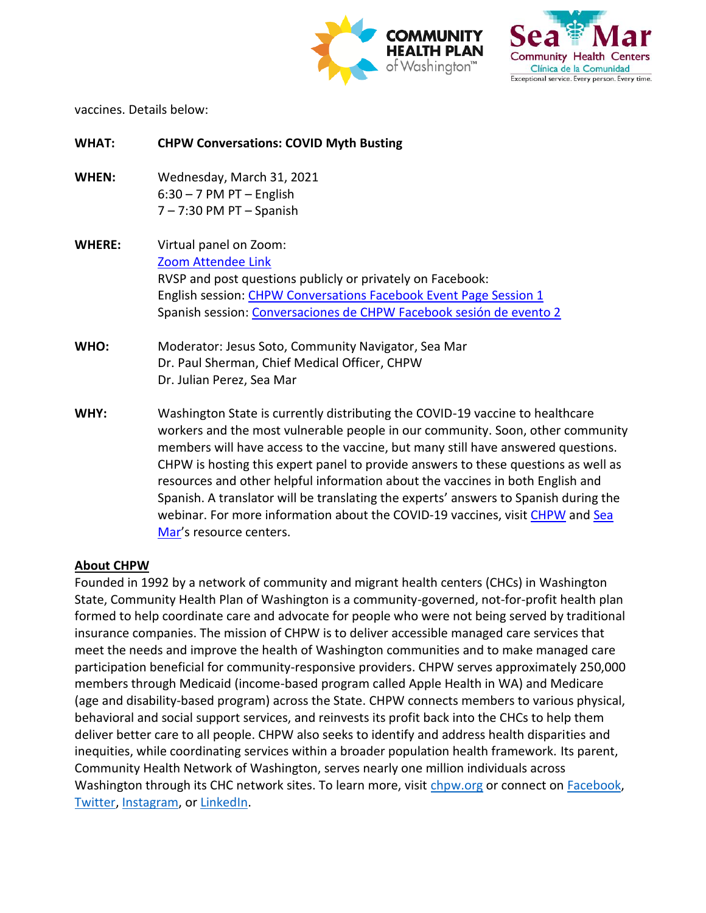vaccines. Details below:

**WHAT:** **CHPW Conversations: COVID Myth Busting**

**WHEN:** Wednesday, March 31, 2021
6:30 – 7 PM PT – English
7 – 7:30 PM PT – Spanish

**WHERE:** Virtual panel on Zoom:
Zoom Attendee Link
RVSP and post questions publicly or privately on Facebook:
English session: CHPW Conversations Facebook Event Page Session 1
Spanish session: Conversaciones de CHPW Facebook sesión de evento 2

**WHO:** Moderator: Jesus Soto, Community Navigator, Sea Mar
Dr. Paul Sherman, Chief Medical Officer, CHPW
Dr. Julian Perez, Sea Mar

**WHY:** Washington State is currently distributing the COVID-19 vaccine to healthcare workers and the most vulnerable people in our community. Soon, other community members will have access to the vaccine, but many still have answered questions. CHPW is hosting this expert panel to provide answers to these questions as well as resources and other helpful information about the vaccines in both English and Spanish. A translator will be translating the experts' answers to Spanish during the webinar. For more information about the COVID-19 vaccines, visit CHPW and Sea Mar's resource centers.

## About CHPW

Founded in 1992 by a network of community and migrant health centers (CHCs) in Washington State, Community Health Plan of Washington is a community-governed, not-for-profit health plan formed to help coordinate care and advocate for people who were not being served by traditional insurance companies. The mission of CHPW is to deliver accessible managed care services that meet the needs and improve the health of Washington communities and to make managed care participation beneficial for community-responsive providers. CHPW serves approximately 250,000 members through Medicaid (income-based program called Apple Health in WA) and Medicare (age and disability-based program) across the State. CHPW connects members to various physical, behavioral and social support services, and reinvests its profit back into the CHCs to help them deliver better care to all people. CHPW also seeks to identify and address health disparities and inequities, while coordinating services within a broader population health framework. Its parent, Community Health Network of Washington, serves nearly one million individuals across Washington through its CHC network sites. To learn more, visit chpw.org or connect on Facebook, Twitter, Instagram, or LinkedIn.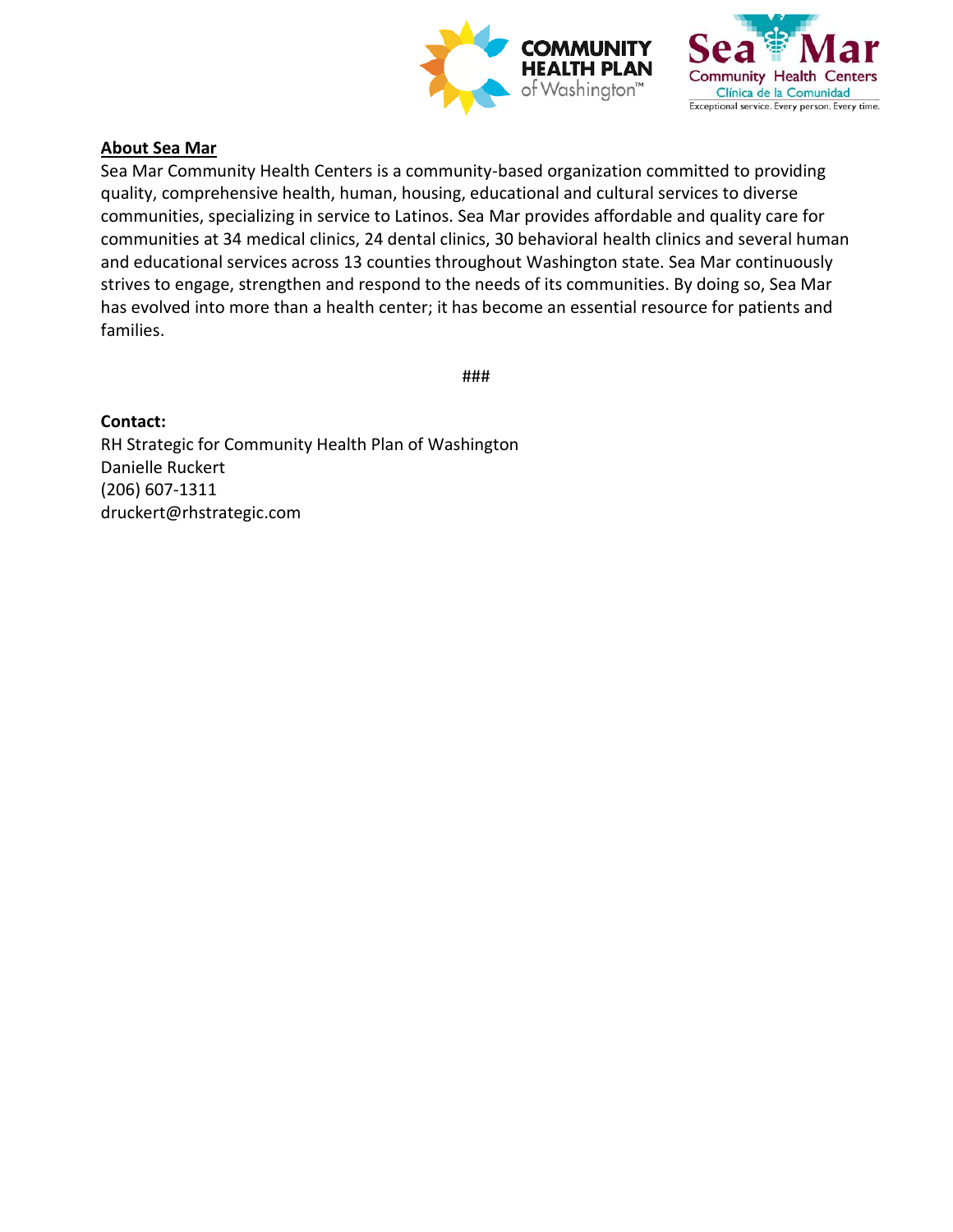**About Sea Mar**

Sea Mar Community Health Centers is a community-based organization committed to providing quality, comprehensive health, human, housing, educational and cultural services to diverse communities, specializing in service to Latinos. Sea Mar provides affordable and quality care for communities at 34 medical clinics, 24 dental clinics, 30 behavioral health clinics and several human and educational services across 13 counties throughout Washington state. Sea Mar continuously strives to engage, strengthen and respond to the needs of its communities. By doing so, Sea Mar has evolved into more than a health center; it has become an essential resource for patients and families.

###

**Contact:**
RH Strategic for Community Health Plan of Washington
Danielle Ruckert
(206) 607-1311
druckert@rhstrategic.com